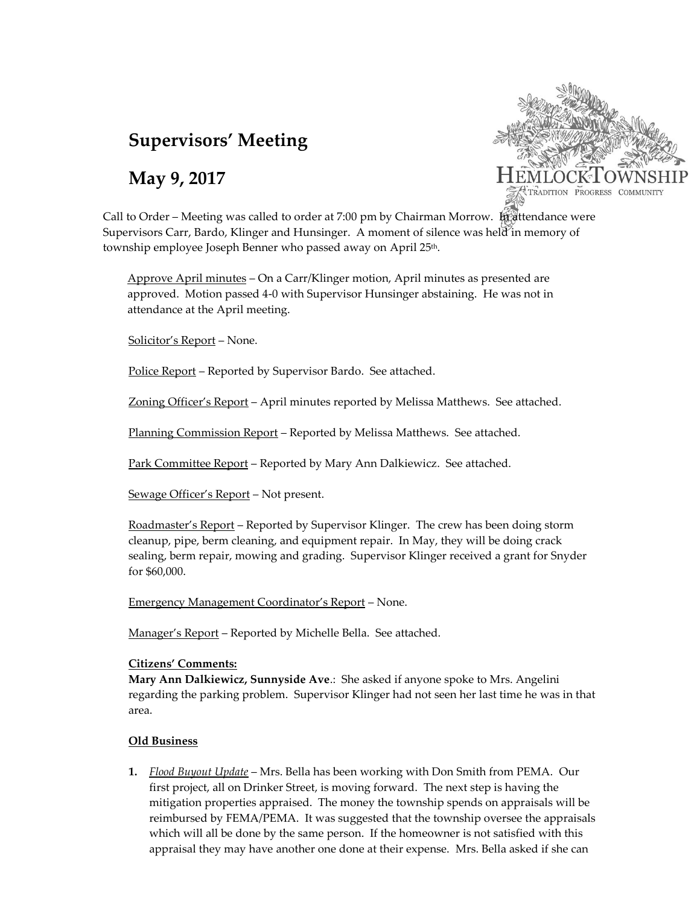# Supervisors' Meeting

# May 9, 2017

Call to Order – Meeting was called to order at 7:00 pm by Chairman Morrow. In attendance were Supervisors Carr, Bardo, Klinger and Hunsinger. A moment of silence was held in memory of township employee Joseph Benner who passed away on April 25th.

Approve April minutes – On a Carr/Klinger motion, April minutes as presented are approved. Motion passed 4-0 with Supervisor Hunsinger abstaining. He was not in attendance at the April meeting.

Solicitor's Report – None.

Police Report – Reported by Supervisor Bardo. See attached.

Zoning Officer's Report – April minutes reported by Melissa Matthews. See attached.

Planning Commission Report – Reported by Melissa Matthews. See attached.

Park Committee Report – Reported by Mary Ann Dalkiewicz. See attached.

Sewage Officer's Report – Not present.

Roadmaster's Report – Reported by Supervisor Klinger. The crew has been doing storm cleanup, pipe, berm cleaning, and equipment repair. In May, they will be doing crack sealing, berm repair, mowing and grading. Supervisor Klinger received a grant for Snyder for $60,000.

Emergency Management Coordinator's Report – None.

Manager's Report – Reported by Michelle Bella. See attached.

**Citizens' Comments:**

**Mary Ann Dalkiewicz, Sunnyside Ave**.: She asked if anyone spoke to Mrs. Angelini regarding the parking problem. Supervisor Klinger had not seen her last time he was in that area.

**Old Business**

1. *Flood Buyout Update* – Mrs. Bella has been working with Don Smith from PEMA. Our first project, all on Drinker Street, is moving forward. The next step is having the mitigation properties appraised. The money the township spends on appraisals will be reimbursed by FEMA/PEMA. It was suggested that the township oversee the appraisals which will all be done by the same person. If the homeowner is not satisfied with this appraisal they may have another one done at their expense. Mrs. Bella asked if she can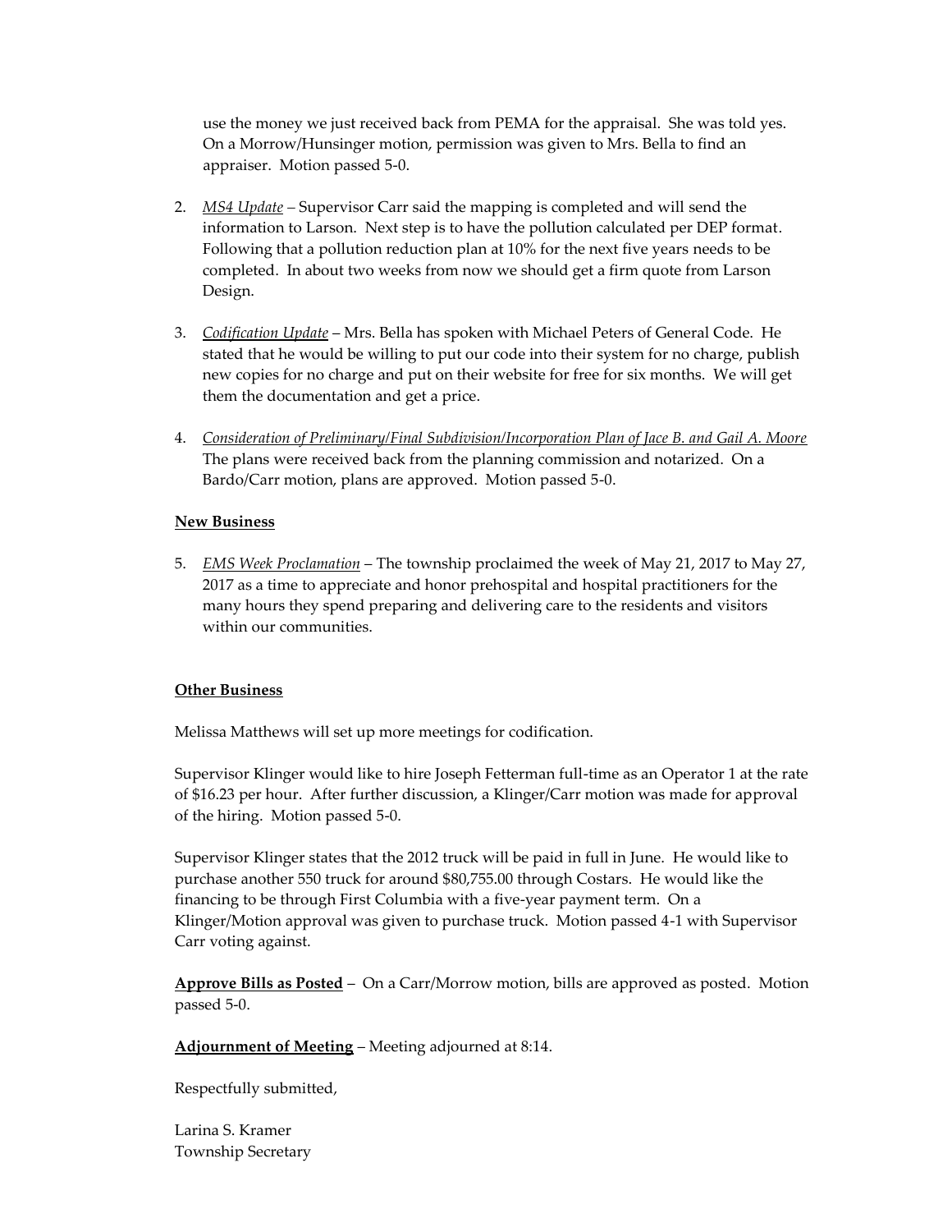use the money we just received back from PEMA for the appraisal. She was told yes. On a Morrow/Hunsinger motion, permission was given to Mrs. Bella to find an appraiser. Motion passed 5-0.

2. *MS4 Update* – Supervisor Carr said the mapping is completed and will send the information to Larson. Next step is to have the pollution calculated per DEP format. Following that a pollution reduction plan at 10% for the next five years needs to be completed. In about two weeks from now we should get a firm quote from Larson Design.

3. *Codification Update* – Mrs. Bella has spoken with Michael Peters of General Code. He stated that he would be willing to put our code into their system for no charge, publish new copies for no charge and put on their website for free for six months. We will get them the documentation and get a price.

4. *Consideration of Preliminary/Final Subdivision/Incorporation Plan of Jace B. and Gail A. Moore* The plans were received back from the planning commission and notarized. On a Bardo/Carr motion, plans are approved. Motion passed 5-0.

**New Business**

5. *EMS Week Proclamation* – The township proclaimed the week of May 21, 2017 to May 27, 2017 as a time to appreciate and honor prehospital and hospital practitioners for the many hours they spend preparing and delivering care to the residents and visitors within our communities.

**Other Business**

Melissa Matthews will set up more meetings for codification.

Supervisor Klinger would like to hire Joseph Fetterman full-time as an Operator 1 at the rate of $16.23 per hour. After further discussion, a Klinger/Carr motion was made for approval of the hiring. Motion passed 5-0.

Supervisor Klinger states that the 2012 truck will be paid in full in June. He would like to purchase another 550 truck for around $80,755.00 through Costars. He would like the financing to be through First Columbia with a five-year payment term. On a Klinger/Motion approval was given to purchase truck. Motion passed 4-1 with Supervisor Carr voting against.

**Approve Bills as Posted** – On a Carr/Morrow motion, bills are approved as posted. Motion passed 5-0.

**Adjournment of Meeting** – Meeting adjourned at 8:14.

Respectfully submitted,

Larina S. Kramer
Township Secretary